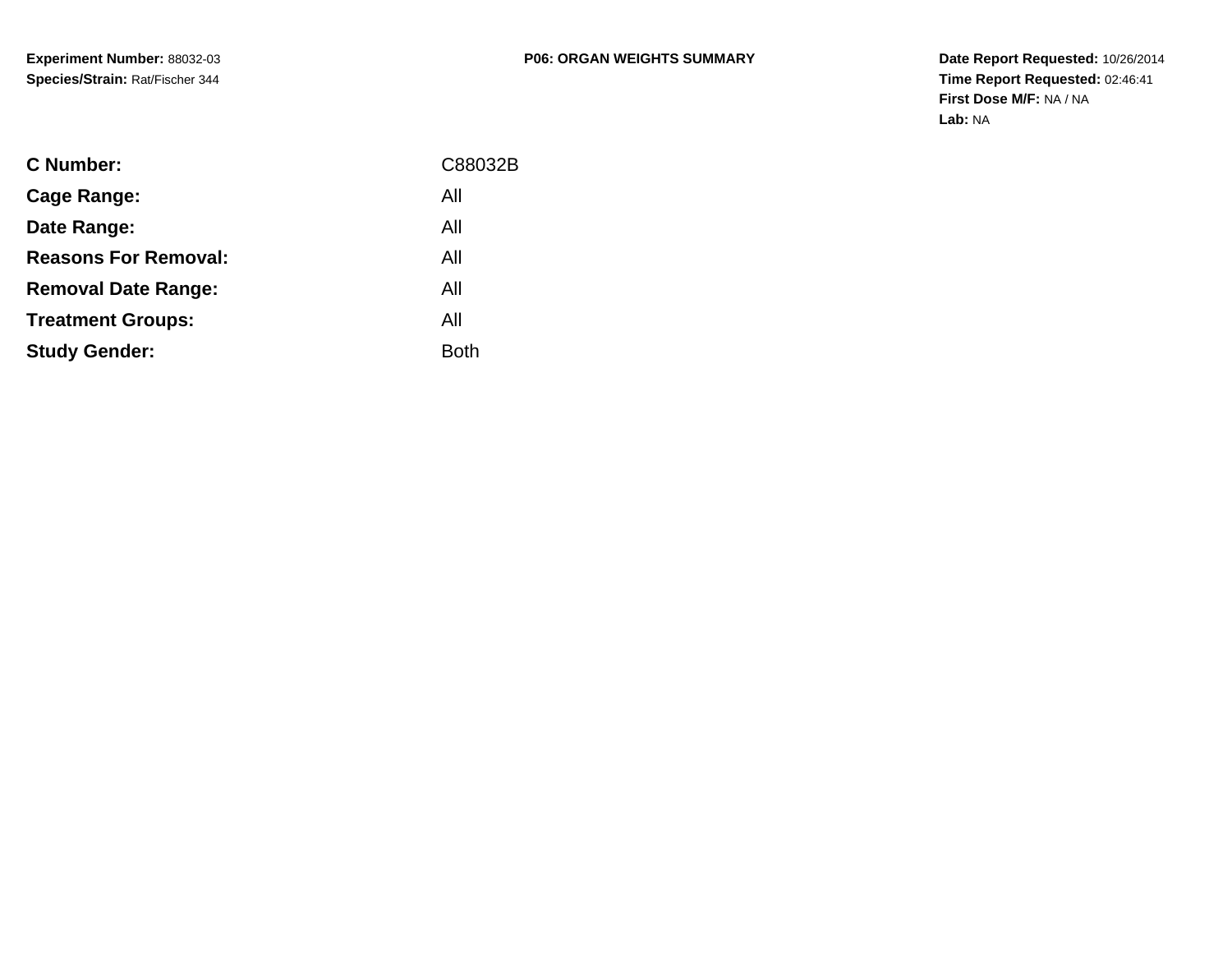**Experiment Number:** 88032-03
**Species/Strain:** Rat/Fischer 344

**P06: ORGAN WEIGHTS SUMMARY**

**Date Report Requested:** 10/26/2014
**Time Report Requested:** 02:46:41
**First Dose M/F:** NA / NA
**Lab:** NA

| | |
|---|---|
| **C Number:** | C88032B |
| **Cage Range:** | All |
| **Date Range:** | All |
| **Reasons For Removal:** | All |
| **Removal Date Range:** | All |
| **Treatment Groups:** | All |
| **Study Gender:** | Both |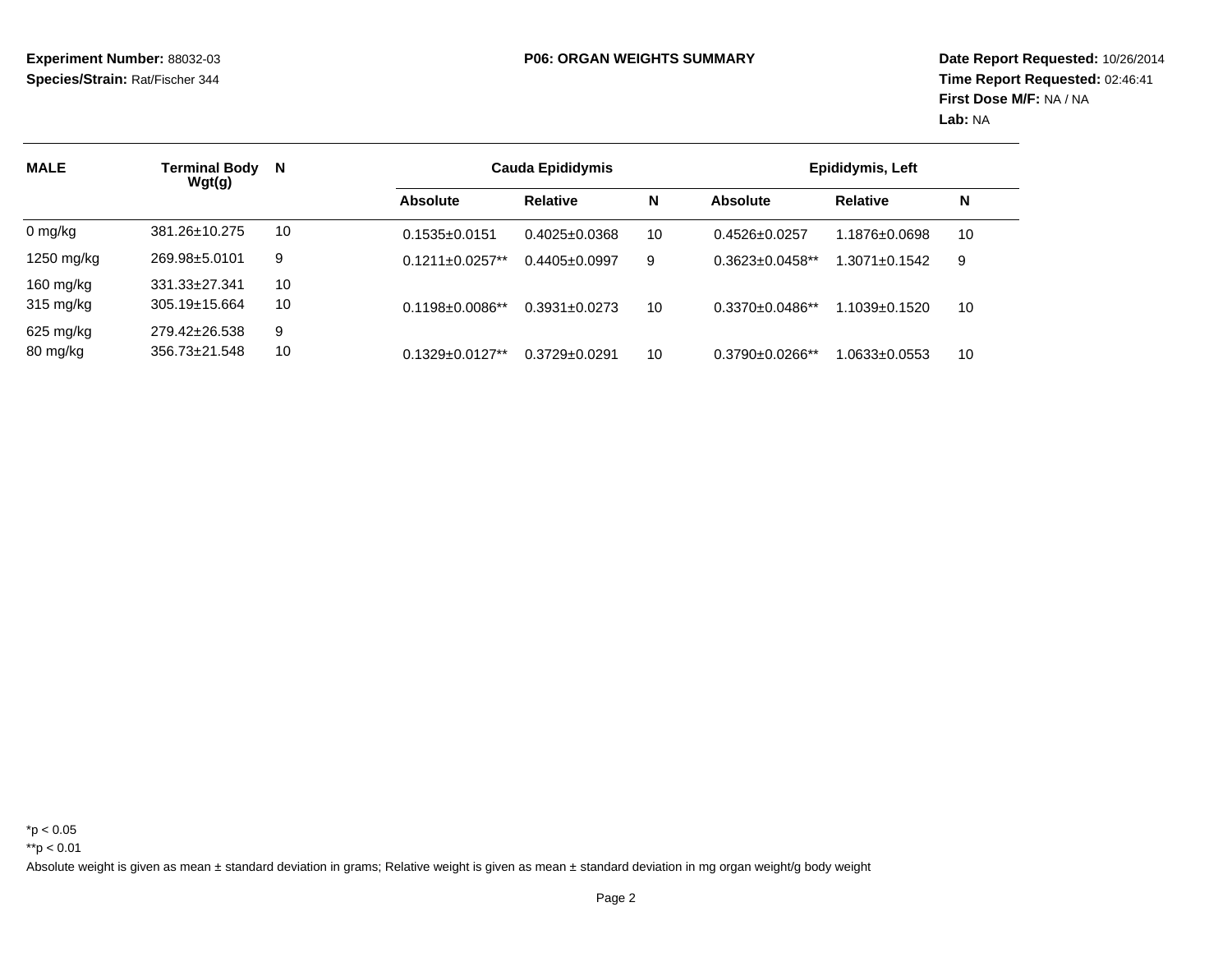**Experiment Number:** 88032-03
**Species/Strain:** Rat/Fischer 344

**P06: ORGAN WEIGHTS SUMMARY**

**Date Report Requested:** 10/26/2014
**Time Report Requested:** 02:46:41
**First Dose M/F:** NA / NA
**Lab:** NA

| MALE | Terminal Body Wgt(g) | N | Cauda Epididymis | | | Epididymis, Left | | |
|---|---|---|---|---|---|---|---|---|
| | | | Absolute | Relative | N | Absolute | Relative | N |
| 0 mg/kg | 381.26±10.275 | 10 | 0.1535±0.0151 | 0.4025±0.0368 | 10 | 0.4526±0.0257 | 1.1876±0.0698 | 10 |
| 1250 mg/kg | 269.98±5.0101 | 9 | 0.1211±0.0257** | 0.4405±0.0997 | 9 | 0.3623±0.0458** | 1.3071±0.1542 | 9 |
| 160 mg/kg | 331.33±27.341 | 10 | | | | | | |
| 315 mg/kg | 305.19±15.664 | 10 | 0.1198±0.0086** | 0.3931±0.0273 | 10 | 0.3370±0.0486** | 1.1039±0.1520 | 10 |
| 625 mg/kg | 279.42±26.538 | 9 | | | | | | |
| 80 mg/kg | 356.73±21.548 | 10 | 0.1329±0.0127** | 0.3729±0.0291 | 10 | 0.3790±0.0266** | 1.0633±0.0553 | 10 |

*p < 0.05

**p < 0.01

Absolute weight is given as mean ± standard deviation in grams; Relative weight is given as mean ± standard deviation in mg organ weight/g body weight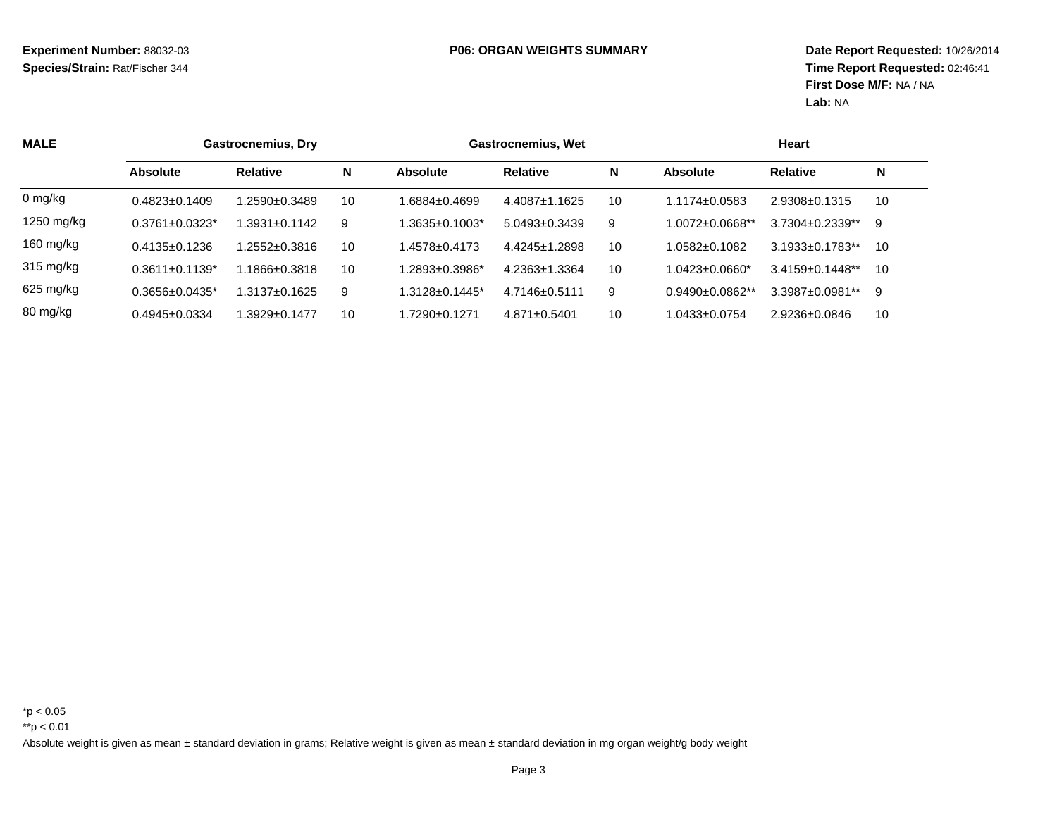**Experiment Number:** 88032-03
**Species/Strain:** Rat/Fischer 344

**P06: ORGAN WEIGHTS SUMMARY**

**Date Report Requested:** 10/26/2014
**Time Report Requested:** 02:46:41
**First Dose M/F:** NA / NA
**Lab:** NA

| MALE | Gastrocnemius, Dry | | | Gastrocnemius, Wet | | | Heart | | |
|---|---|---|---|---|---|---|---|---|---|
| | Absolute | Relative | N | Absolute | Relative | N | Absolute | Relative | N |
| 0 mg/kg | 0.4823±0.1409 | 1.2590±0.3489 | 10 | 1.6884±0.4699 | 4.4087±1.1625 | 10 | 1.1174±0.0583 | 2.9308±0.1315 | 10 |
| 1250 mg/kg | 0.3761±0.0323* | 1.3931±0.1142 | 9 | 1.3635±0.1003* | 5.0493±0.3439 | 9 | 1.0072±0.0668** | 3.7304±0.2339** | 9 |
| 160 mg/kg | 0.4135±0.1236 | 1.2552±0.3816 | 10 | 1.4578±0.4173 | 4.4245±1.2898 | 10 | 1.0582±0.1082 | 3.1933±0.1783** | 10 |
| 315 mg/kg | 0.3611±0.1139* | 1.1866±0.3818 | 10 | 1.2893±0.3986* | 4.2363±1.3364 | 10 | 1.0423±0.0660* | 3.4159±0.1448** | 10 |
| 625 mg/kg | 0.3656±0.0435* | 1.3137±0.1625 | 9 | 1.3128±0.1445* | 4.7146±0.5111 | 9 | 0.9490±0.0862** | 3.3987±0.0981** | 9 |
| 80 mg/kg | 0.4945±0.0334 | 1.3929±0.1477 | 10 | 1.7290±0.1271 | 4.871±0.5401 | 10 | 1.0433±0.0754 | 2.9236±0.0846 | 10 |

*p < 0.05

**p < 0.01

Absolute weight is given as mean ± standard deviation in grams; Relative weight is given as mean ± standard deviation in mg organ weight/g body weight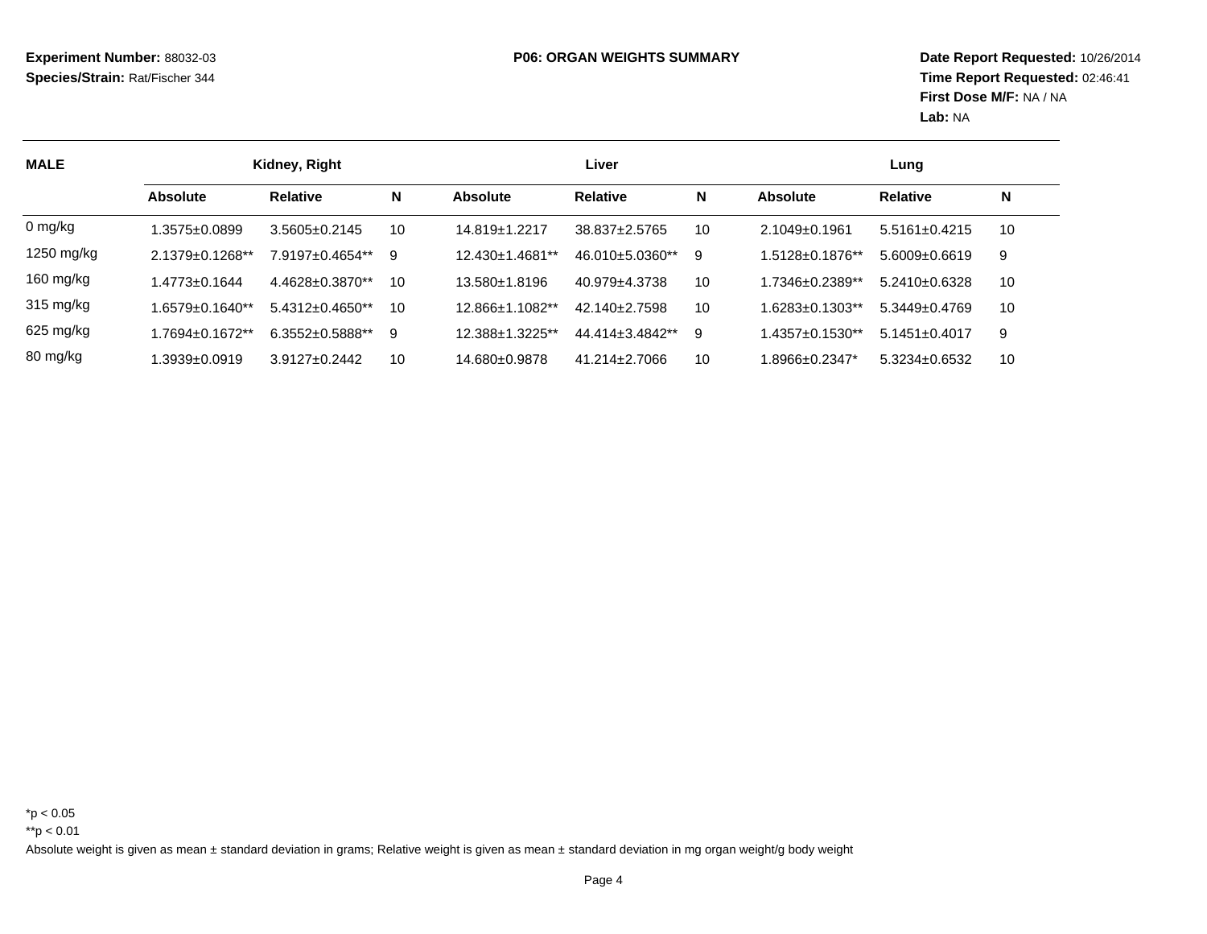**Experiment Number:** 88032-03
**Species/Strain:** Rat/Fischer 344

**P06: ORGAN WEIGHTS SUMMARY**

**Date Report Requested:** 10/26/2014
**Time Report Requested:** 02:46:41
**First Dose M/F:** NA / NA
**Lab:** NA

| MALE | Kidney, Right | | | Liver | | | Lung | | |
|---|---|---|---|---|---|---|---|---|---|
| | **Absolute** | **Relative** | **N** | **Absolute** | **Relative** | **N** | **Absolute** | **Relative** | **N** |
| 0 mg/kg | 1.3575±0.0899 | 3.5605±0.2145 | 10 | 14.819±1.2217 | 38.837±2.5765 | 10 | 2.1049±0.1961 | 5.5161±0.4215 | 10 |
| 1250 mg/kg | 2.1379±0.1268** | 7.9197±0.4654** | 9 | 12.430±1.4681** | 46.010±5.0360** | 9 | 1.5128±0.1876** | 5.6009±0.6619 | 9 |
| 160 mg/kg | 1.4773±0.1644 | 4.4628±0.3870** | 10 | 13.580±1.8196 | 40.979±4.3738 | 10 | 1.7346±0.2389** | 5.2410±0.6328 | 10 |
| 315 mg/kg | 1.6579±0.1640** | 5.4312±0.4650** | 10 | 12.866±1.1082** | 42.140±2.7598 | 10 | 1.6283±0.1303** | 5.3449±0.4769 | 10 |
| 625 mg/kg | 1.7694±0.1672** | 6.3552±0.5888** | 9 | 12.388±1.3225** | 44.414±3.4842** | 9 | 1.4357±0.1530** | 5.1451±0.4017 | 9 |
| 80 mg/kg | 1.3939±0.0919 | 3.9127±0.2442 | 10 | 14.680±0.9878 | 41.214±2.7066 | 10 | 1.8966±0.2347* | 5.3234±0.6532 | 10 |

*p < 0.05
**p < 0.01
Absolute weight is given as mean ± standard deviation in grams; Relative weight is given as mean ± standard deviation in mg organ weight/g body weight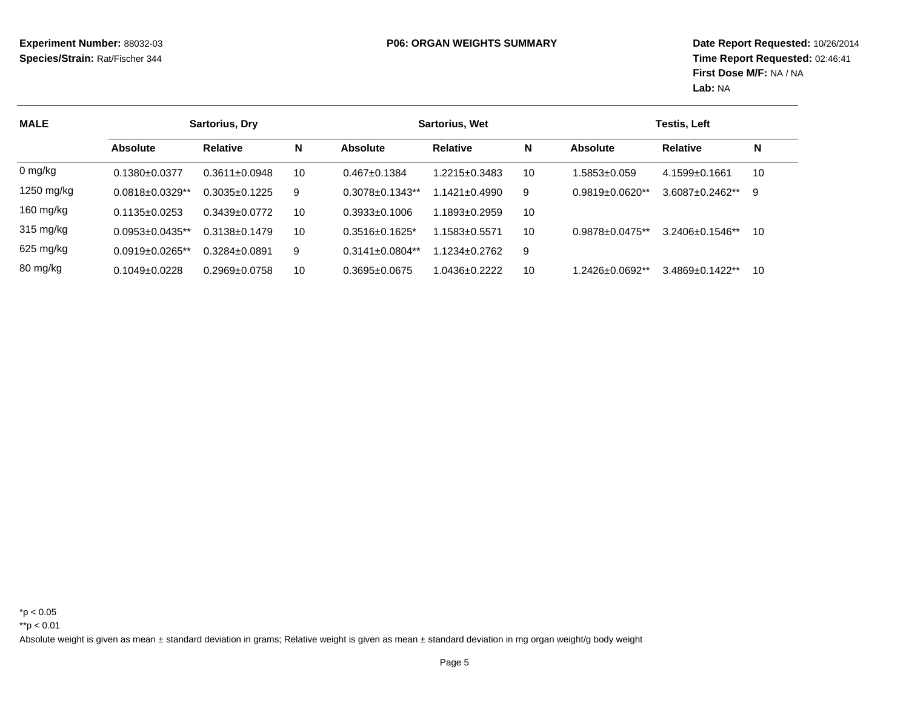**Experiment Number:** 88032-03
**Species/Strain:** Rat/Fischer 344

**P06: ORGAN WEIGHTS SUMMARY**

**Date Report Requested:** 10/26/2014
**Time Report Requested:** 02:46:41
**First Dose M/F:** NA / NA
**Lab:** NA

| MALE | Sartorius, Dry | | | Sartorius, Wet | | | Testis, Left | | |
|---|---|---|---|---|---|---|---|---|---|
| | **Absolute** | **Relative** | **N** | **Absolute** | **Relative** | **N** | **Absolute** | **Relative** | **N** |
| 0 mg/kg | 0.1380±0.0377 | 0.3611±0.0948 | 10 | 0.467±0.1384 | 1.2215±0.3483 | 10 | 1.5853±0.059 | 4.1599±0.1661 | 10 |
| 1250 mg/kg | 0.0818±0.0329** | 0.3035±0.1225 | 9 | 0.3078±0.1343** | 1.1421±0.4990 | 9 | 0.9819±0.0620** | 3.6087±0.2462** | 9 |
| 160 mg/kg | 0.1135±0.0253 | 0.3439±0.0772 | 10 | 0.3933±0.1006 | 1.1893±0.2959 | 10 | | | |
| 315 mg/kg | 0.0953±0.0435** | 0.3138±0.1479 | 10 | 0.3516±0.1625* | 1.1583±0.5571 | 10 | 0.9878±0.0475** | 3.2406±0.1546** | 10 |
| 625 mg/kg | 0.0919±0.0265** | 0.3284±0.0891 | 9 | 0.3141±0.0804** | 1.1234±0.2762 | 9 | | | |
| 80 mg/kg | 0.1049±0.0228 | 0.2969±0.0758 | 10 | 0.3695±0.0675 | 1.0436±0.2222 | 10 | 1.2426±0.0692** | 3.4869±0.1422** | 10 |

*p < 0.05

**p < 0.01

Absolute weight is given as mean ± standard deviation in grams; Relative weight is given as mean ± standard deviation in mg organ weight/g body weight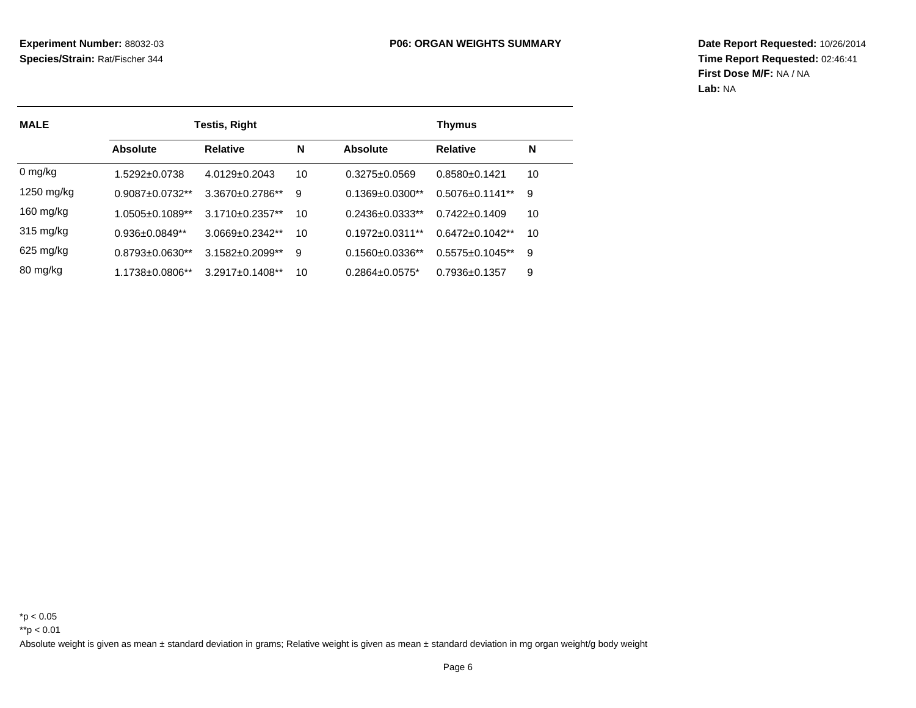**Experiment Number:** 88032-03
**Species/Strain:** Rat/Fischer 344

**P06: ORGAN WEIGHTS SUMMARY**

**Date Report Requested:** 10/26/2014
**Time Report Requested:** 02:46:41
**First Dose M/F:** NA / NA
**Lab:** NA

| MALE | Testis, Right | | | Thymus | | |
|---|---|---|---|---|---|---|
| | **Absolute** | **Relative** | **N** | **Absolute** | **Relative** | **N** |
| 0 mg/kg | 1.5292±0.0738 | 4.0129±0.2043 | 10 | 0.3275±0.0569 | 0.8580±0.1421 | 10 |
| 1250 mg/kg | 0.9087±0.0732** | 3.3670±0.2786** | 9 | 0.1369±0.0300** | 0.5076±0.1141** | 9 |
| 160 mg/kg | 1.0505±0.1089** | 3.1710±0.2357** | 10 | 0.2436±0.0333** | 0.7422±0.1409 | 10 |
| 315 mg/kg | 0.936±0.0849** | 3.0669±0.2342** | 10 | 0.1972±0.0311** | 0.6472±0.1042** | 10 |
| 625 mg/kg | 0.8793±0.0630** | 3.1582±0.2099** | 9 | 0.1560±0.0336** | 0.5575±0.1045** | 9 |
| 80 mg/kg | 1.1738±0.0806** | 3.2917±0.1408** | 10 | 0.2864±0.0575* | 0.7936±0.1357 | 9 |

*p < 0.05

**p < 0.01

Absolute weight is given as mean ± standard deviation in grams; Relative weight is given as mean ± standard deviation in mg organ weight/g body weight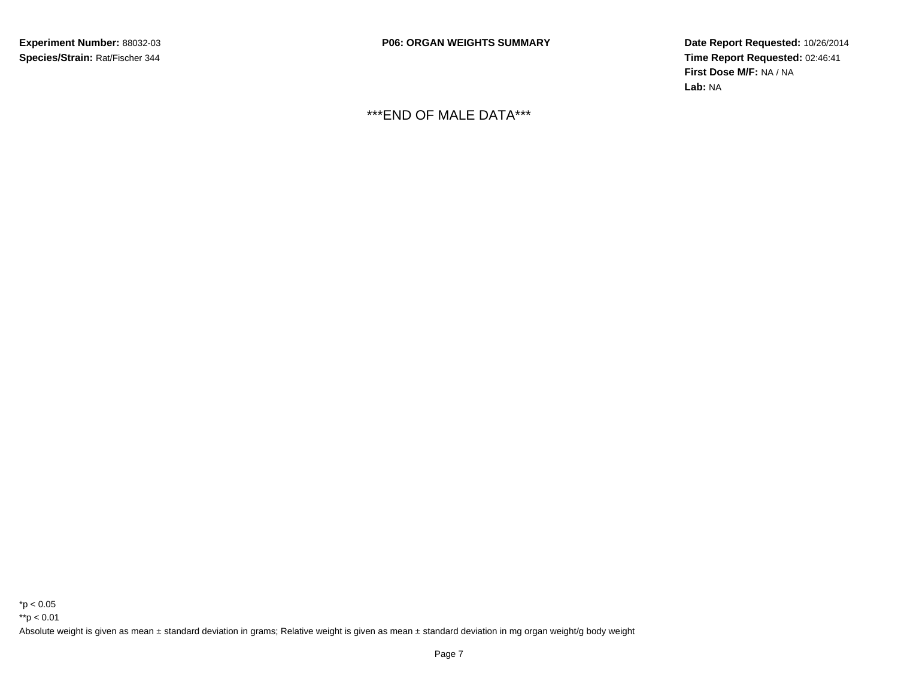**Experiment Number:** 88032-03
**Species/Strain:** Rat/Fischer 344

**P06: ORGAN WEIGHTS SUMMARY**

**Date Report Requested:** 10/26/2014
**Time Report Requested:** 02:46:41
**First Dose M/F:** NA / NA
**Lab:** NA

***END OF MALE DATA***

*p < 0.05
**p < 0.01
Absolute weight is given as mean ± standard deviation in grams; Relative weight is given as mean ± standard deviation in mg organ weight/g body weight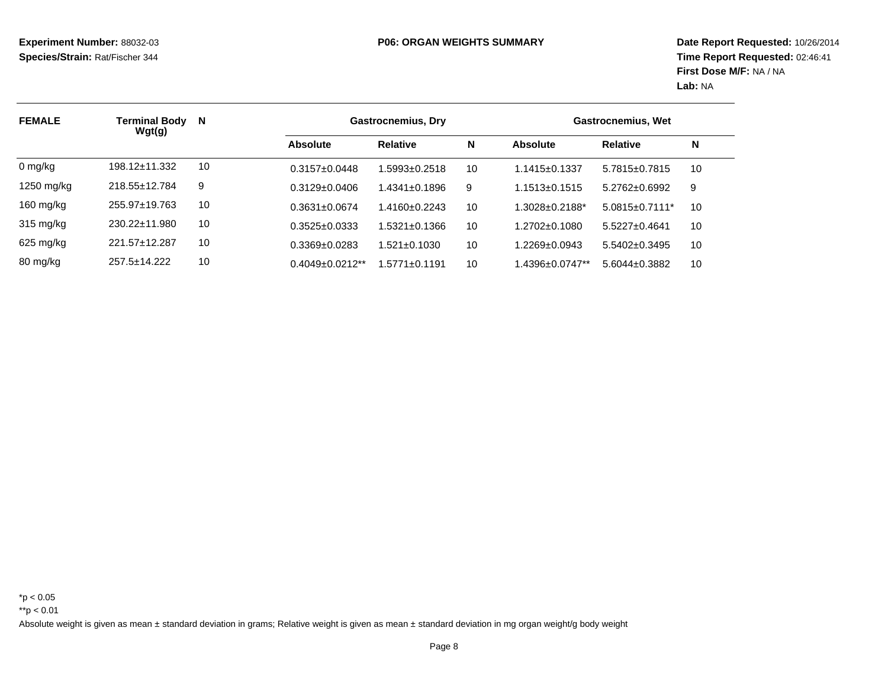**Experiment Number:** 88032-03
**Species/Strain:** Rat/Fischer 344

**P06: ORGAN WEIGHTS SUMMARY**

**Date Report Requested:** 10/26/2014
**Time Report Requested:** 02:46:41
**First Dose M/F:** NA / NA
**Lab:** NA

| FEMALE | Terminal Body Wgt(g) | N | Gastrocnemius, Dry | | | Gastrocnemius, Wet | | |
|---|---|---|---|---|---|---|---|---|
| | | | Absolute | Relative | N | Absolute | Relative | N |
| 0 mg/kg | 198.12±11.332 | 10 | 0.3157±0.0448 | 1.5993±0.2518 | 10 | 1.1415±0.1337 | 5.7815±0.7815 | 10 |
| 1250 mg/kg | 218.55±12.784 | 9 | 0.3129±0.0406 | 1.4341±0.1896 | 9 | 1.1513±0.1515 | 5.2762±0.6992 | 9 |
| 160 mg/kg | 255.97±19.763 | 10 | 0.3631±0.0674 | 1.4160±0.2243 | 10 | 1.3028±0.2188* | 5.0815±0.7111* | 10 |
| 315 mg/kg | 230.22±11.980 | 10 | 0.3525±0.0333 | 1.5321±0.1366 | 10 | 1.2702±0.1080 | 5.5227±0.4641 | 10 |
| 625 mg/kg | 221.57±12.287 | 10 | 0.3369±0.0283 | 1.521±0.1030 | 10 | 1.2269±0.0943 | 5.5402±0.3495 | 10 |
| 80 mg/kg | 257.5±14.222 | 10 | 0.4049±0.0212** | 1.5771±0.1191 | 10 | 1.4396±0.0747** | 5.6044±0.3882 | 10 |

*p < 0.05

**p < 0.01

Absolute weight is given as mean ± standard deviation in grams; Relative weight is given as mean ± standard deviation in mg organ weight/g body weight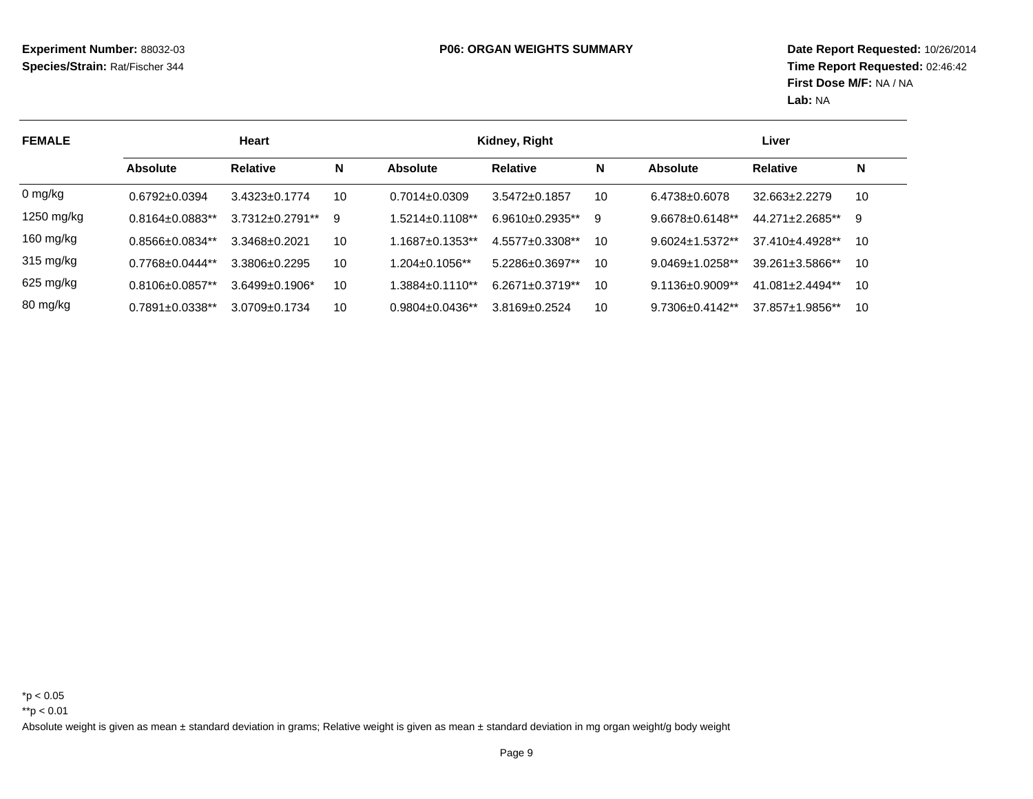**Experiment Number:** 88032-03
**Species/Strain:** Rat/Fischer 344

## P06: ORGAN WEIGHTS SUMMARY

**Date Report Requested:** 10/26/2014
**Time Report Requested:** 02:46:42
**First Dose M/F:** NA / NA
**Lab:** NA

| FEMALE | Heart | | | Kidney, Right | | | Liver | | |
|---|---|---|---|---|---|---|---|---|---|
| | **Absolute** | **Relative** | **N** | **Absolute** | **Relative** | **N** | **Absolute** | **Relative** | **N** |
| 0 mg/kg | 0.6792±0.0394 | 3.4323±0.1774 | 10 | 0.7014±0.0309 | 3.5472±0.1857 | 10 | 6.4738±0.6078 | 32.663±2.2279 | 10 |
| 1250 mg/kg | 0.8164±0.0883** | 3.7312±0.2791** | 9 | 1.5214±0.1108** | 6.9610±0.2935** | 9 | 9.6678±0.6148** | 44.271±2.2685** | 9 |
| 160 mg/kg | 0.8566±0.0834** | 3.3468±0.2021 | 10 | 1.1687±0.1353** | 4.5577±0.3308** | 10 | 9.6024±1.5372** | 37.410±4.4928** | 10 |
| 315 mg/kg | 0.7768±0.0444** | 3.3806±0.2295 | 10 | 1.204±0.1056** | 5.2286±0.3697** | 10 | 9.0469±1.0258** | 39.261±3.5866** | 10 |
| 625 mg/kg | 0.8106±0.0857** | 3.6499±0.1906* | 10 | 1.3884±0.1110** | 6.2671±0.3719** | 10 | 9.1136±0.9009** | 41.081±2.4494** | 10 |
| 80 mg/kg | 0.7891±0.0338** | 3.0709±0.1734 | 10 | 0.9804±0.0436** | 3.8169±0.2524 | 10 | 9.7306±0.4142** | 37.857±1.9856** | 10 |

*p < 0.05

**p < 0.01

Absolute weight is given as mean ± standard deviation in grams; Relative weight is given as mean ± standard deviation in mg organ weight/g body weight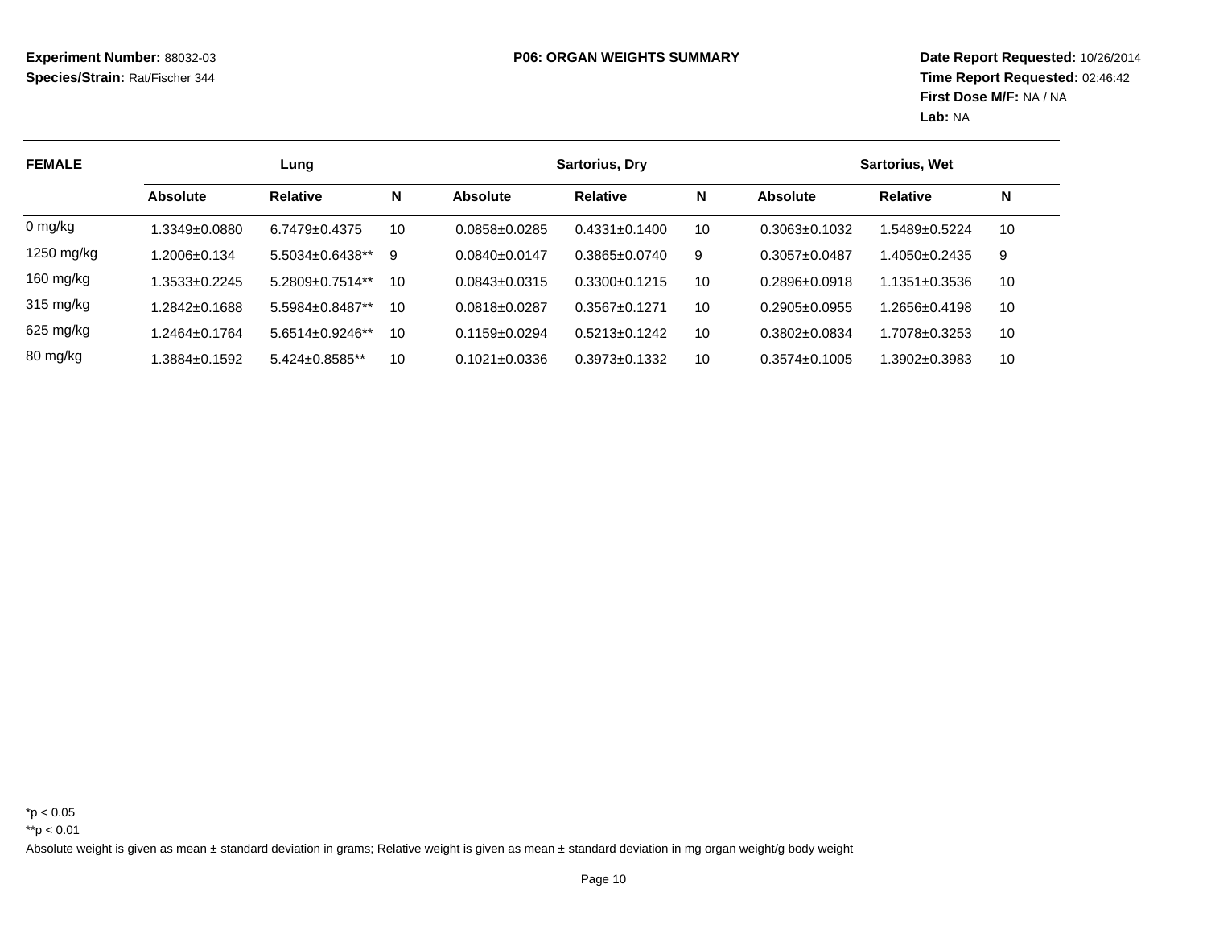**Experiment Number:** 88032-03
**Species/Strain:** Rat/Fischer 344

## P06: ORGAN WEIGHTS SUMMARY

**Date Report Requested:** 10/26/2014
**Time Report Requested:** 02:46:42
**First Dose M/F:** NA / NA
**Lab:** NA

| FEMALE | Lung | | | Sartorius, Dry | | | Sartorius, Wet | | |
|---|---|---|---|---|---|---|---|---|---|
| | Absolute | Relative | N | Absolute | Relative | N | Absolute | Relative | N |
| 0 mg/kg | 1.3349±0.0880 | 6.7479±0.4375 | 10 | 0.0858±0.0285 | 0.4331±0.1400 | 10 | 0.3063±0.1032 | 1.5489±0.5224 | 10 |
| 1250 mg/kg | 1.2006±0.134 | 5.5034±0.6438** | 9 | 0.0840±0.0147 | 0.3865±0.0740 | 9 | 0.3057±0.0487 | 1.4050±0.2435 | 9 |
| 160 mg/kg | 1.3533±0.2245 | 5.2809±0.7514** | 10 | 0.0843±0.0315 | 0.3300±0.1215 | 10 | 0.2896±0.0918 | 1.1351±0.3536 | 10 |
| 315 mg/kg | 1.2842±0.1688 | 5.5984±0.8487** | 10 | 0.0818±0.0287 | 0.3567±0.1271 | 10 | 0.2905±0.0955 | 1.2656±0.4198 | 10 |
| 625 mg/kg | 1.2464±0.1764 | 5.6514±0.9246** | 10 | 0.1159±0.0294 | 0.5213±0.1242 | 10 | 0.3802±0.0834 | 1.7078±0.3253 | 10 |
| 80 mg/kg | 1.3884±0.1592 | 5.424±0.8585** | 10 | 0.1021±0.0336 | 0.3973±0.1332 | 10 | 0.3574±0.1005 | 1.3902±0.3983 | 10 |

*p < 0.05

**p < 0.01

Absolute weight is given as mean ± standard deviation in grams; Relative weight is given as mean ± standard deviation in mg organ weight/g body weight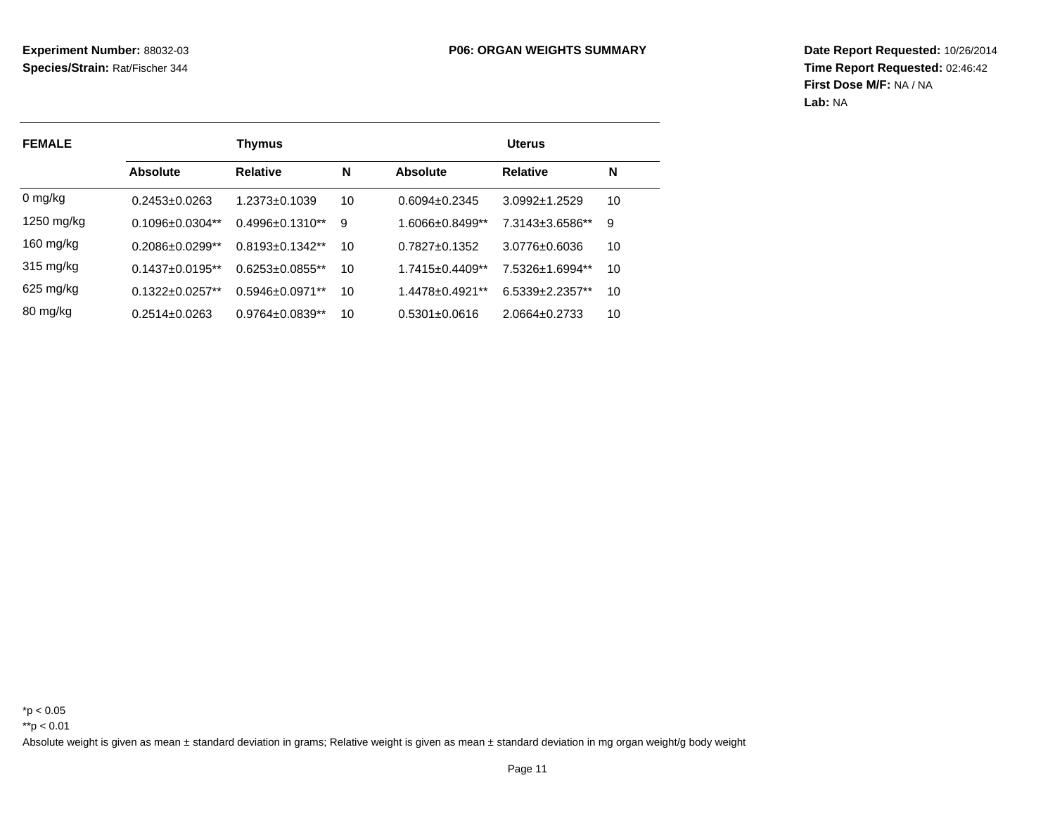**Experiment Number:** 88032-03
**Species/Strain:** Rat/Fischer 344

**P06: ORGAN WEIGHTS SUMMARY**

**Date Report Requested:** 10/26/2014
**Time Report Requested:** 02:46:42
**First Dose M/F:** NA / NA
**Lab:** NA

| FEMALE | Thymus | | | Uterus | | |
|---|---|---|---|---|---|---|
| | **Absolute** | **Relative** | **N** | **Absolute** | **Relative** | **N** |
| 0 mg/kg | 0.2453±0.0263 | 1.2373±0.1039 | 10 | 0.6094±0.2345 | 3.0992±1.2529 | 10 |
| 1250 mg/kg | 0.1096±0.0304** | 0.4996±0.1310** | 9 | 1.6066±0.8499** | 7.3143±3.6586** | 9 |
| 160 mg/kg | 0.2086±0.0299** | 0.8193±0.1342** | 10 | 0.7827±0.1352 | 3.0776±0.6036 | 10 |
| 315 mg/kg | 0.1437±0.0195** | 0.6253±0.0855** | 10 | 1.7415±0.4409** | 7.5326±1.6994** | 10 |
| 625 mg/kg | 0.1322±0.0257** | 0.5946±0.0971** | 10 | 1.4478±0.4921** | 6.5339±2.2357** | 10 |
| 80 mg/kg | 0.2514±0.0263 | 0.9764±0.0839** | 10 | 0.5301±0.0616 | 2.0664±0.2733 | 10 |

*p < 0.05

**p < 0.01

Absolute weight is given as mean ± standard deviation in grams; Relative weight is given as mean ± standard deviation in mg organ weight/g body weight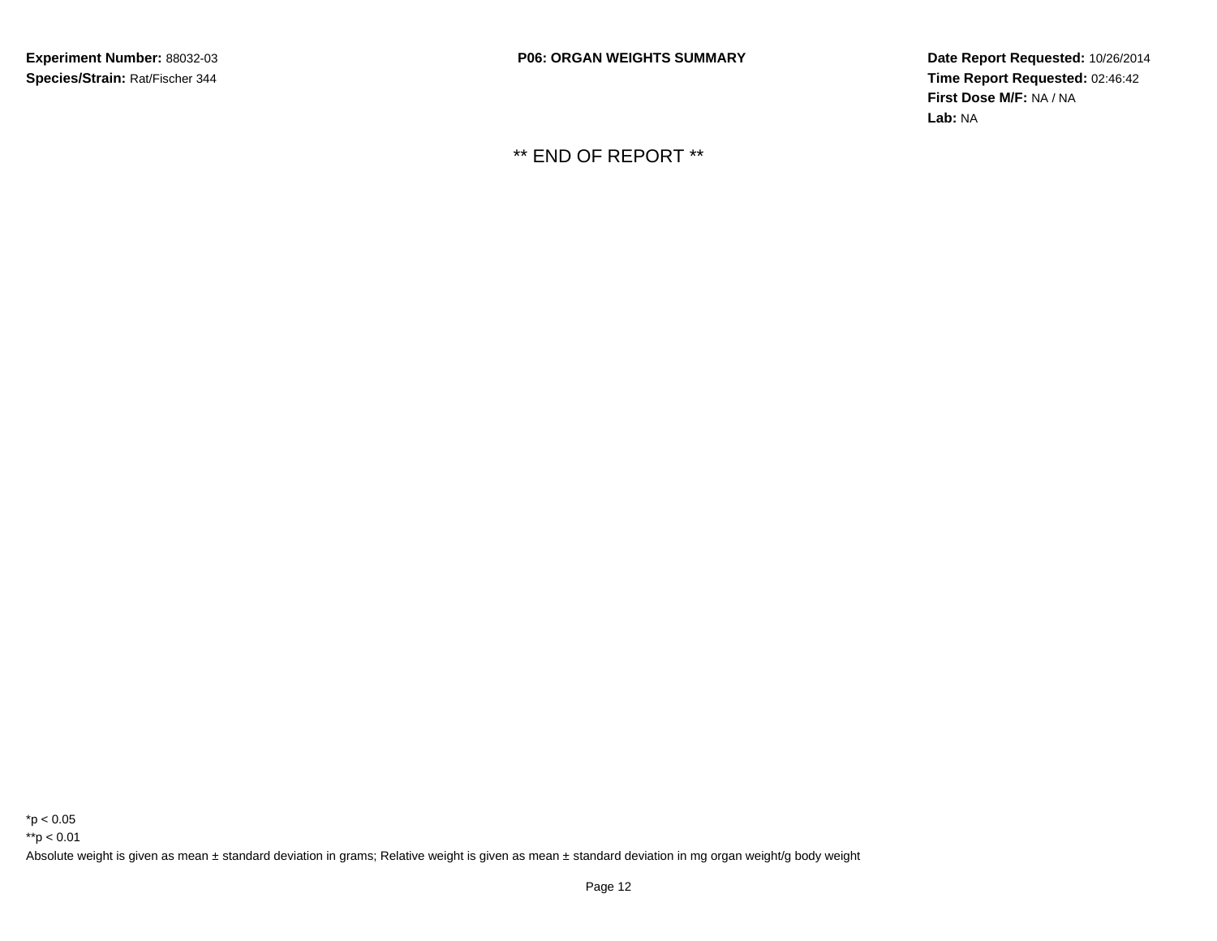**Experiment Number:** 88032-03
**Species/Strain:** Rat/Fischer 344

**P06: ORGAN WEIGHTS SUMMARY**

**Date Report Requested:** 10/26/2014
**Time Report Requested:** 02:46:42
**First Dose M/F:** NA / NA
**Lab:** NA

** END OF REPORT **

*p < 0.05
**p < 0.01
Absolute weight is given as mean ± standard deviation in grams; Relative weight is given as mean ± standard deviation in mg organ weight/g body weight